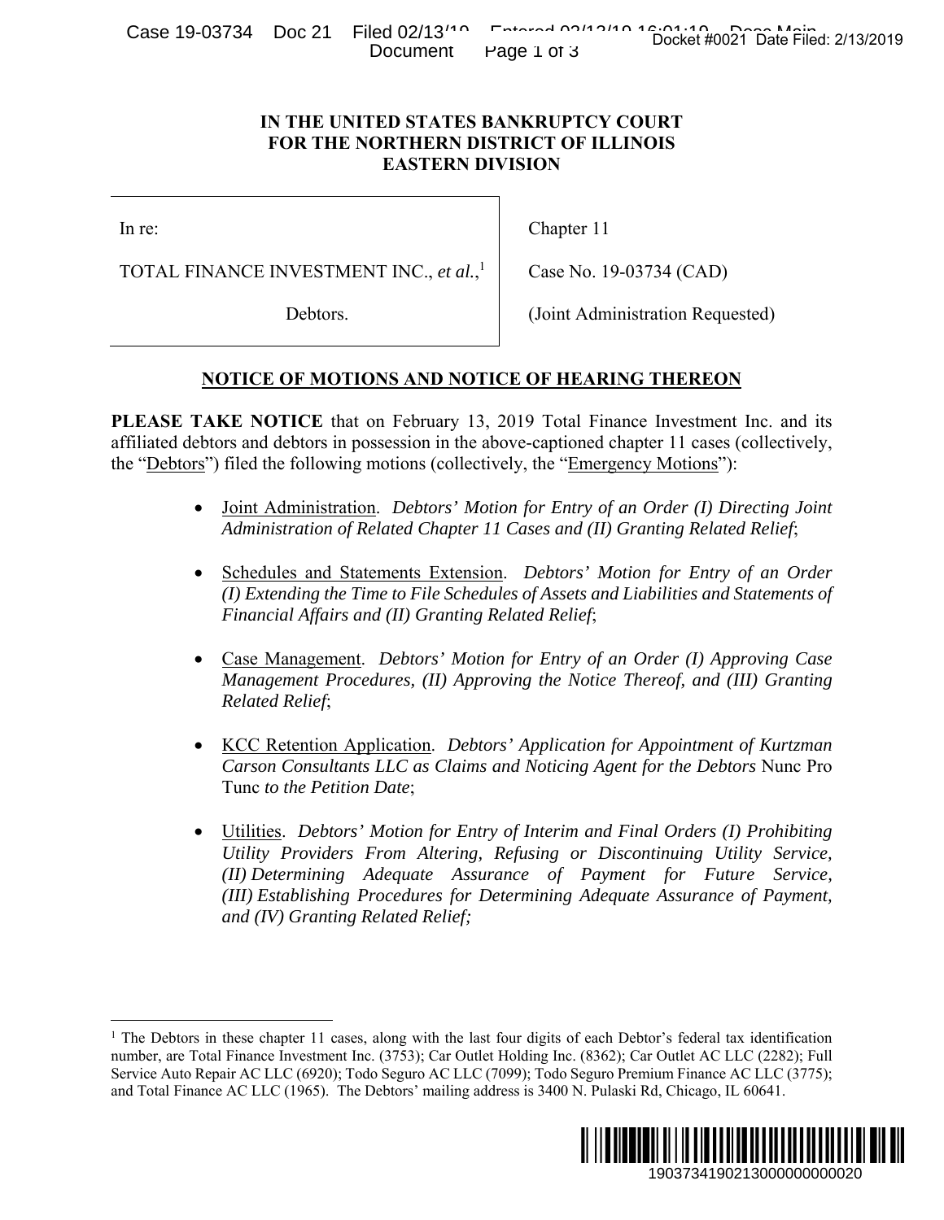# IN THE UNITED STATES BANKRUPTCY COURT
# FOR THE NORTHERN DISTRICT OF ILLINOIS
# EASTERN DIVISION

| | |
|---|---|
| In re: | Chapter 11 |
| TOTAL FINANCE INVESTMENT INC., *et al.*,[1] | Case No. 19-03734 (CAD) |
| Debtors. | (Joint Administration Requested) |

## NOTICE OF MOTIONS AND NOTICE OF HEARING THEREON

**PLEASE TAKE NOTICE** that on February 13, 2019 Total Finance Investment Inc. and its affiliated debtors and debtors in possession in the above-captioned chapter 11 cases (collectively, the "Debtors") filed the following motions (collectively, the "Emergency Motions"):

- Joint Administration. *Debtors' Motion for Entry of an Order (I) Directing Joint Administration of Related Chapter 11 Cases and (II) Granting Related Relief*;

- Schedules and Statements Extension. *Debtors' Motion for Entry of an Order (I) Extending the Time to File Schedules of Assets and Liabilities and Statements of Financial Affairs and (II) Granting Related Relief*;

- Case Management. *Debtors' Motion for Entry of an Order (I) Approving Case Management Procedures, (II) Approving the Notice Thereof, and (III) Granting Related Relief*;

- KCC Retention Application. *Debtors' Application for Appointment of Kurtzman Carson Consultants LLC as Claims and Noticing Agent for the Debtors* Nunc Pro Tunc *to the Petition Date*;

- Utilities. *Debtors' Motion for Entry of Interim and Final Orders (I) Prohibiting Utility Providers From Altering, Refusing or Discontinuing Utility Service, (II) Determining Adequate Assurance of Payment for Future Service, (III) Establishing Procedures for Determining Adequate Assurance of Payment, and (IV) Granting Related Relief;*

---

[1] The Debtors in these chapter 11 cases, along with the last four digits of each Debtor's federal tax identification number, are Total Finance Investment Inc. (3753); Car Outlet Holding Inc. (8362); Car Outlet AC LLC (2282); Full Service Auto Repair AC LLC (6920); Todo Seguro AC LLC (7099); Todo Seguro Premium Finance AC LLC (3775); and Total Finance AC LLC (1965). The Debtors' mailing address is 3400 N. Pulaski Rd, Chicago, IL 60641.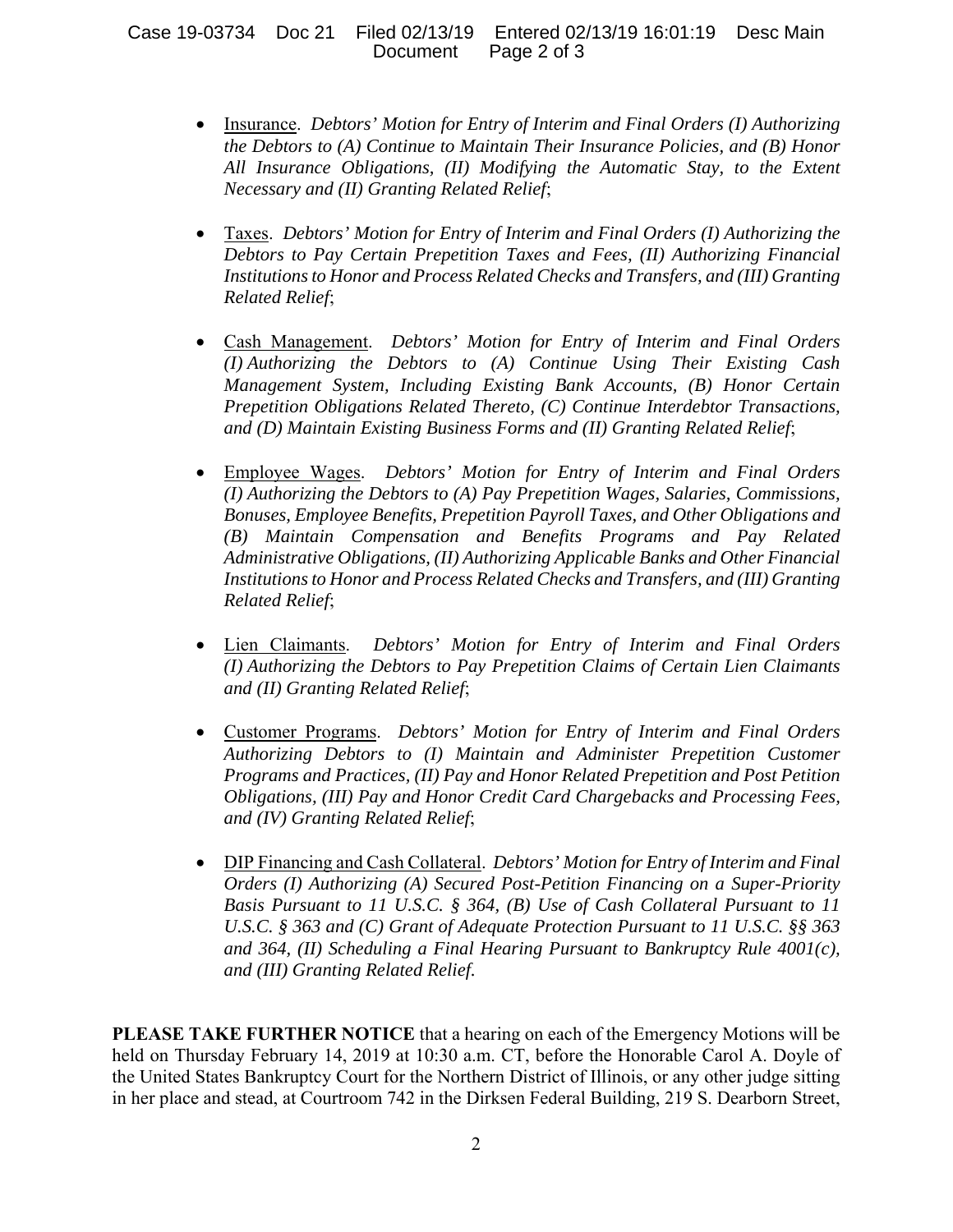- Insurance. *Debtors' Motion for Entry of Interim and Final Orders (I) Authorizing the Debtors to (A) Continue to Maintain Their Insurance Policies, and (B) Honor All Insurance Obligations, (II) Modifying the Automatic Stay, to the Extent Necessary and (II) Granting Related Relief*;

- Taxes. *Debtors' Motion for Entry of Interim and Final Orders (I) Authorizing the Debtors to Pay Certain Prepetition Taxes and Fees, (II) Authorizing Financial Institutions to Honor and Process Related Checks and Transfers, and (III) Granting Related Relief*;

- Cash Management. *Debtors' Motion for Entry of Interim and Final Orders (I) Authorizing the Debtors to (A) Continue Using Their Existing Cash Management System, Including Existing Bank Accounts, (B) Honor Certain Prepetition Obligations Related Thereto, (C) Continue Interdebtor Transactions, and (D) Maintain Existing Business Forms and (II) Granting Related Relief*;

- Employee Wages. *Debtors' Motion for Entry of Interim and Final Orders (I) Authorizing the Debtors to (A) Pay Prepetition Wages, Salaries, Commissions, Bonuses, Employee Benefits, Prepetition Payroll Taxes, and Other Obligations and (B) Maintain Compensation and Benefits Programs and Pay Related Administrative Obligations, (II) Authorizing Applicable Banks and Other Financial Institutions to Honor and Process Related Checks and Transfers, and (III) Granting Related Relief*;

- Lien Claimants. *Debtors' Motion for Entry of Interim and Final Orders (I) Authorizing the Debtors to Pay Prepetition Claims of Certain Lien Claimants and (II) Granting Related Relief*;

- Customer Programs. *Debtors' Motion for Entry of Interim and Final Orders Authorizing Debtors to (I) Maintain and Administer Prepetition Customer Programs and Practices, (II) Pay and Honor Related Prepetition and Post Petition Obligations, (III) Pay and Honor Credit Card Chargebacks and Processing Fees, and (IV) Granting Related Relief*;

- DIP Financing and Cash Collateral. *Debtors' Motion for Entry of Interim and Final Orders (I) Authorizing (A) Secured Post-Petition Financing on a Super-Priority Basis Pursuant to 11 U.S.C. § 364, (B) Use of Cash Collateral Pursuant to 11 U.S.C. § 363 and (C) Grant of Adequate Protection Pursuant to 11 U.S.C. §§ 363 and 364, (II) Scheduling a Final Hearing Pursuant to Bankruptcy Rule 4001(c), and (III) Granting Related Relief.*

**PLEASE TAKE FURTHER NOTICE** that a hearing on each of the Emergency Motions will be held on Thursday February 14, 2019 at 10:30 a.m. CT, before the Honorable Carol A. Doyle of the United States Bankruptcy Court for the Northern District of Illinois, or any other judge sitting in her place and stead, at Courtroom 742 in the Dirksen Federal Building, 219 S. Dearborn Street,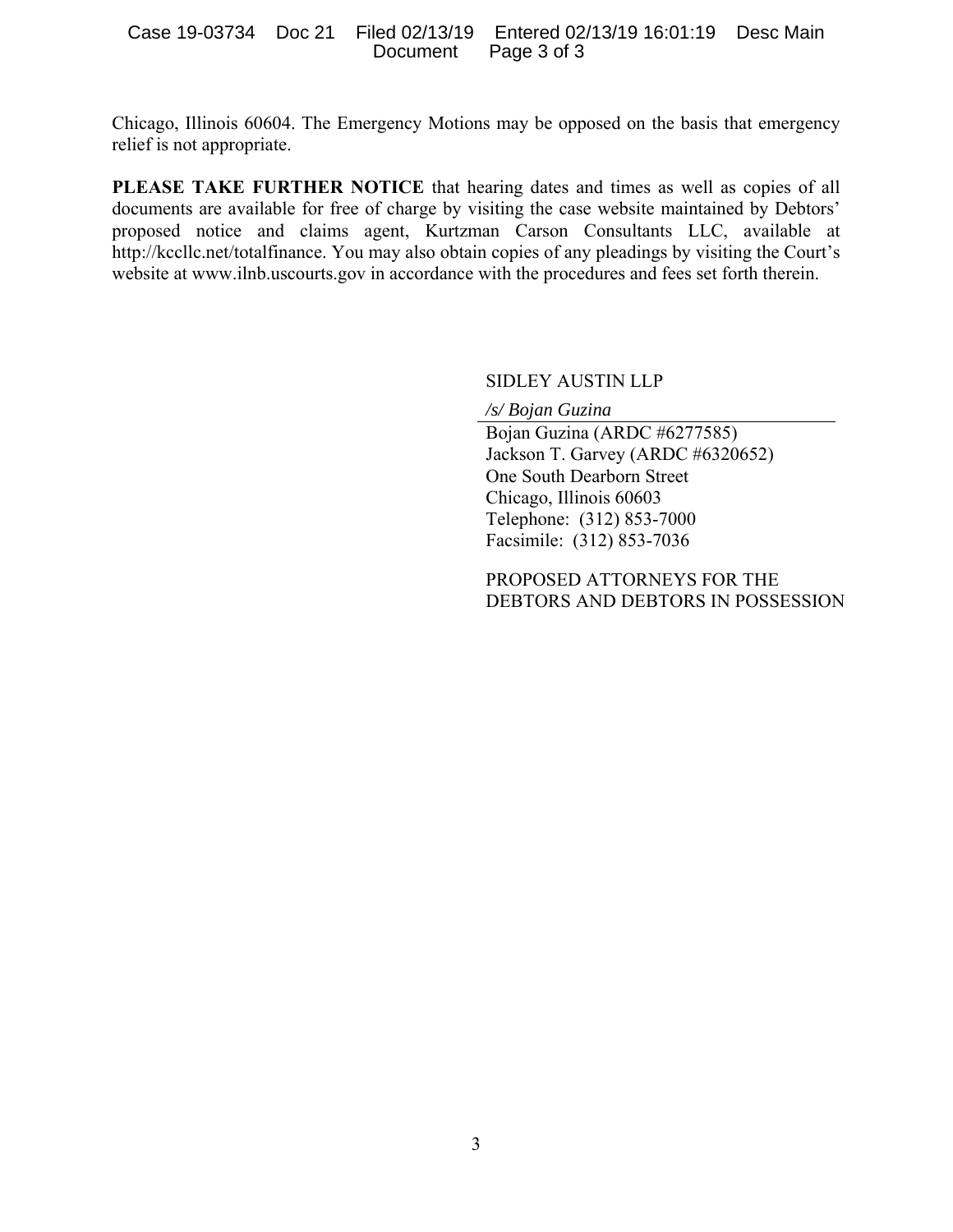Chicago, Illinois 60604. The Emergency Motions may be opposed on the basis that emergency relief is not appropriate.

**PLEASE TAKE FURTHER NOTICE** that hearing dates and times as well as copies of all documents are available for free of charge by visiting the case website maintained by Debtors' proposed notice and claims agent, Kurtzman Carson Consultants LLC, available at http://kccllc.net/totalfinance. You may also obtain copies of any pleadings by visiting the Court's website at www.ilnb.uscourts.gov in accordance with the procedures and fees set forth therein.

SIDLEY AUSTIN LLP

*/s/ Bojan Guzina*

Bojan Guzina (ARDC #6277585)
Jackson T. Garvey (ARDC #6320652)
One South Dearborn Street
Chicago, Illinois 60603
Telephone: (312) 853-7000
Facsimile: (312) 853-7036

PROPOSED ATTORNEYS FOR THE DEBTORS AND DEBTORS IN POSSESSION